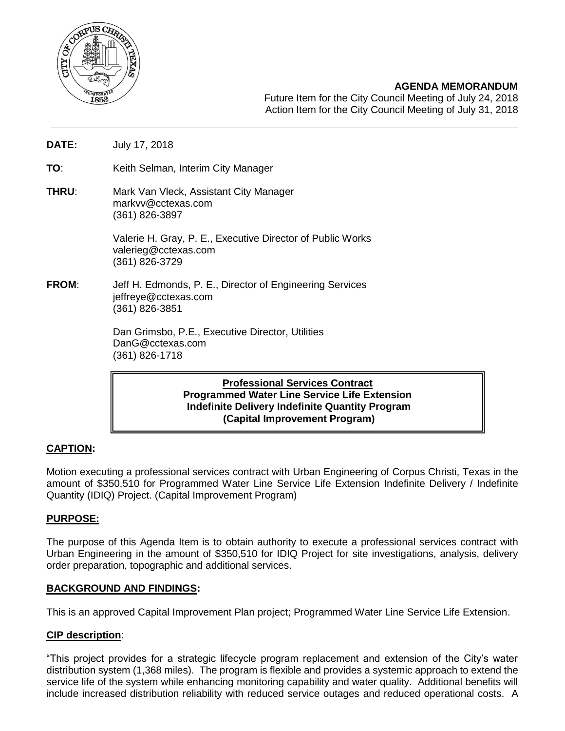**AGENDA MEMORANDUM**
Future Item for the City Council Meeting of July 24, 2018
Action Item for the City Council Meeting of July 31, 2018

**DATE:** July 17, 2018

**TO**: Keith Selman, Interim City Manager

**THRU**: Mark Van Vleck, Assistant City Manager
markvv@cctexas.com
(361) 826-3897

Valerie H. Gray, P. E., Executive Director of Public Works
valerieg@cctexas.com
(361) 826-3729

**FROM**: Jeff H. Edmonds, P. E., Director of Engineering Services
jeffreye@cctexas.com
(361) 826-3851

Dan Grimsbo, P.E., Executive Director, Utilities
DanG@cctexas.com
(361) 826-1718

**Professional Services Contract**
**Programmed Water Line Service Life Extension**
**Indefinite Delivery Indefinite Quantity Program**
**(Capital Improvement Program)**

## CAPTION:

Motion executing a professional services contract with Urban Engineering of Corpus Christi, Texas in the amount of $350,510 for Programmed Water Line Service Life Extension Indefinite Delivery / Indefinite Quantity (IDIQ) Project. (Capital Improvement Program)

## PURPOSE:

The purpose of this Agenda Item is to obtain authority to execute a professional services contract with Urban Engineering in the amount of $350,510 for IDIQ Project for site investigations, analysis, delivery order preparation, topographic and additional services.

## BACKGROUND AND FINDINGS:

This is an approved Capital Improvement Plan project; Programmed Water Line Service Life Extension.

### CIP description:

"This project provides for a strategic lifecycle program replacement and extension of the City's water distribution system (1,368 miles). The program is flexible and provides a systemic approach to extend the service life of the system while enhancing monitoring capability and water quality. Additional benefits will include increased distribution reliability with reduced service outages and reduced operational costs. A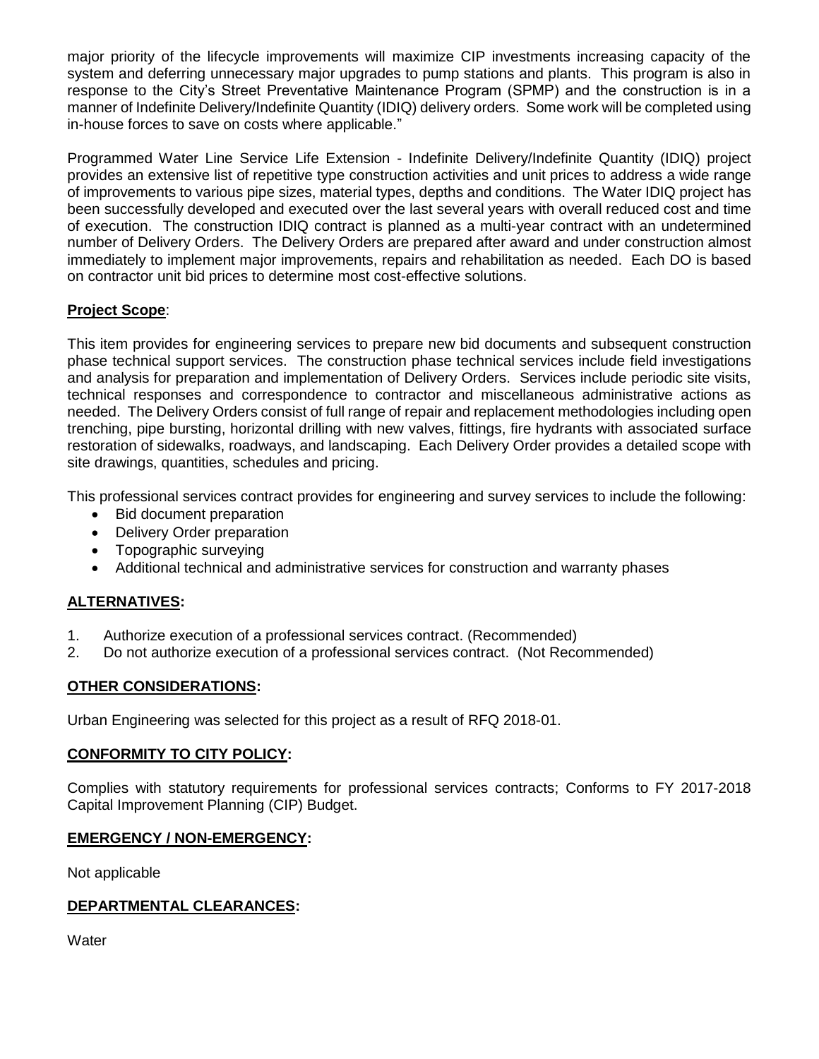major priority of the lifecycle improvements will maximize CIP investments increasing capacity of the system and deferring unnecessary major upgrades to pump stations and plants. This program is also in response to the City's Street Preventative Maintenance Program (SPMP) and the construction is in a manner of Indefinite Delivery/Indefinite Quantity (IDIQ) delivery orders. Some work will be completed using in-house forces to save on costs where applicable."

Programmed Water Line Service Life Extension - Indefinite Delivery/Indefinite Quantity (IDIQ) project provides an extensive list of repetitive type construction activities and unit prices to address a wide range of improvements to various pipe sizes, material types, depths and conditions. The Water IDIQ project has been successfully developed and executed over the last several years with overall reduced cost and time of execution. The construction IDIQ contract is planned as a multi-year contract with an undetermined number of Delivery Orders. The Delivery Orders are prepared after award and under construction almost immediately to implement major improvements, repairs and rehabilitation as needed. Each DO is based on contractor unit bid prices to determine most cost-effective solutions.

**Project Scope**:

This item provides for engineering services to prepare new bid documents and subsequent construction phase technical support services. The construction phase technical services include field investigations and analysis for preparation and implementation of Delivery Orders. Services include periodic site visits, technical responses and correspondence to contractor and miscellaneous administrative actions as needed. The Delivery Orders consist of full range of repair and replacement methodologies including open trenching, pipe bursting, horizontal drilling with new valves, fittings, fire hydrants with associated surface restoration of sidewalks, roadways, and landscaping. Each Delivery Order provides a detailed scope with site drawings, quantities, schedules and pricing.

This professional services contract provides for engineering and survey services to include the following:

- Bid document preparation
- Delivery Order preparation
- Topographic surveying
- Additional technical and administrative services for construction and warranty phases

## ALTERNATIVES:

1. Authorize execution of a professional services contract. (Recommended)
2. Do not authorize execution of a professional services contract. (Not Recommended)

## OTHER CONSIDERATIONS:

Urban Engineering was selected for this project as a result of RFQ 2018-01.

## CONFORMITY TO CITY POLICY:

Complies with statutory requirements for professional services contracts; Conforms to FY 2017-2018 Capital Improvement Planning (CIP) Budget.

## EMERGENCY / NON-EMERGENCY:

Not applicable

## DEPARTMENTAL CLEARANCES:

Water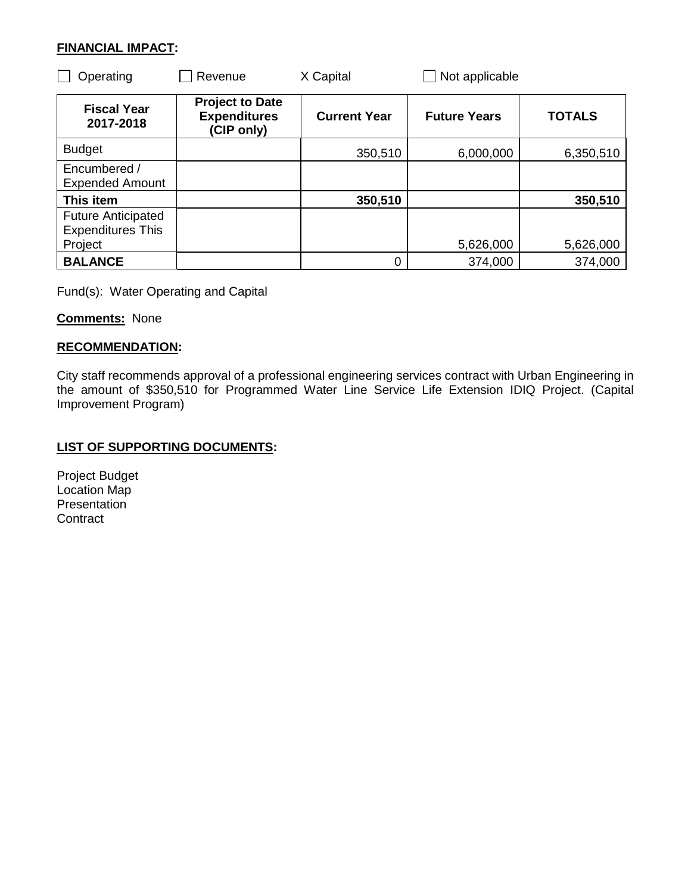**FINANCIAL IMPACT:**

☐ Operating ☐ Revenue X Capital ☐ Not applicable

| Fiscal Year 2017-2018 | Project to Date Expenditures (CIP only) | Current Year | Future Years | TOTALS |
|---|---|---|---|---|
| Budget | | 350,510 | 6,000,000 | 6,350,510 |
| Encumbered / Expended Amount | | | | |
| **This item** | | **350,510** | | **350,510** |
| Future Anticipated Expenditures This Project | | | 5,626,000 | 5,626,000 |
| **BALANCE** | | 0 | 374,000 | 374,000 |

Fund(s): Water Operating and Capital

**Comments:** None

**RECOMMENDATION:**

City staff recommends approval of a professional engineering services contract with Urban Engineering in the amount of $350,510 for Programmed Water Line Service Life Extension IDIQ Project. (Capital Improvement Program)

**LIST OF SUPPORTING DOCUMENTS:**

Project Budget
Location Map
Presentation
Contract